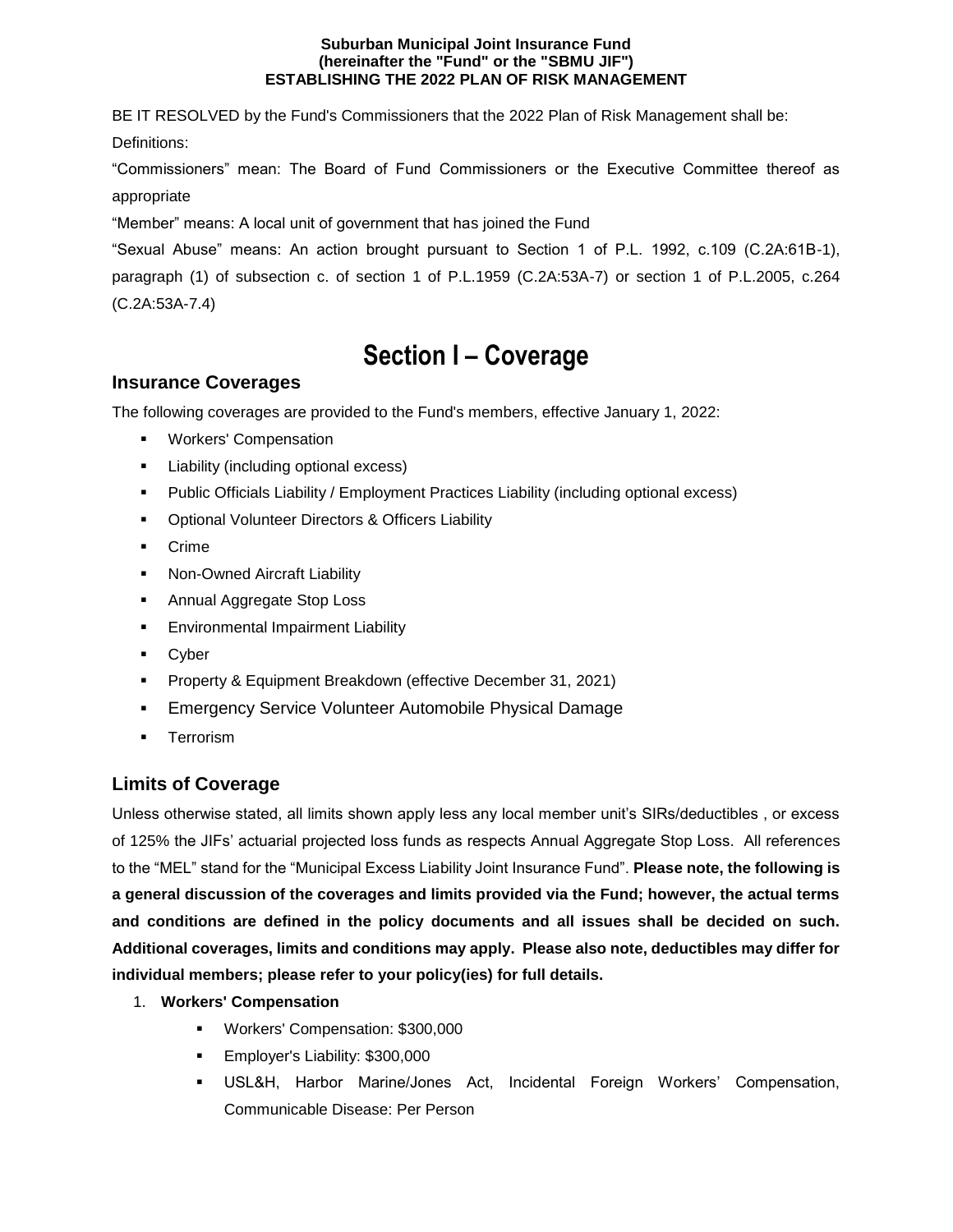**Suburban Municipal Joint Insurance Fund**
**(hereinafter the "Fund" or the "SBMU JIF")**
**ESTABLISHING THE 2022 PLAN OF RISK MANAGEMENT**

BE IT RESOLVED by the Fund's Commissioners that the 2022 Plan of Risk Management shall be:

Definitions:

"Commissioners" mean: The Board of Fund Commissioners or the Executive Committee thereof as appropriate

"Member" means: A local unit of government that has joined the Fund

"Sexual Abuse" means: An action brought pursuant to Section 1 of P.L. 1992, c.109 (C.2A:61B-1), paragraph (1) of subsection c. of section 1 of P.L.1959 (C.2A:53A-7) or section 1 of P.L.2005, c.264 (C.2A:53A-7.4)

# Section I – Coverage

## Insurance Coverages

The following coverages are provided to the Fund's members, effective January 1, 2022:

- Workers' Compensation
- Liability (including optional excess)
- Public Officials Liability / Employment Practices Liability (including optional excess)
- Optional Volunteer Directors & Officers Liability
- Crime
- Non-Owned Aircraft Liability
- Annual Aggregate Stop Loss
- Environmental Impairment Liability
- Cyber
- Property & Equipment Breakdown (effective December 31, 2021)
- Emergency Service Volunteer Automobile Physical Damage
- Terrorism

## Limits of Coverage

Unless otherwise stated, all limits shown apply less any local member unit's SIRs/deductibles , or excess of 125% the JIFs' actuarial projected loss funds as respects Annual Aggregate Stop Loss. All references to the "MEL" stand for the "Municipal Excess Liability Joint Insurance Fund". **Please note, the following is a general discussion of the coverages and limits provided via the Fund; however, the actual terms and conditions are defined in the policy documents and all issues shall be decided on such. Additional coverages, limits and conditions may apply. Please also note, deductibles may differ for individual members; please refer to your policy(ies) for full details.**

1. **Workers' Compensation**
   - Workers' Compensation: $300,000
   - Employer's Liability: $300,000
   - USL&H, Harbor Marine/Jones Act, Incidental Foreign Workers' Compensation, Communicable Disease: Per Person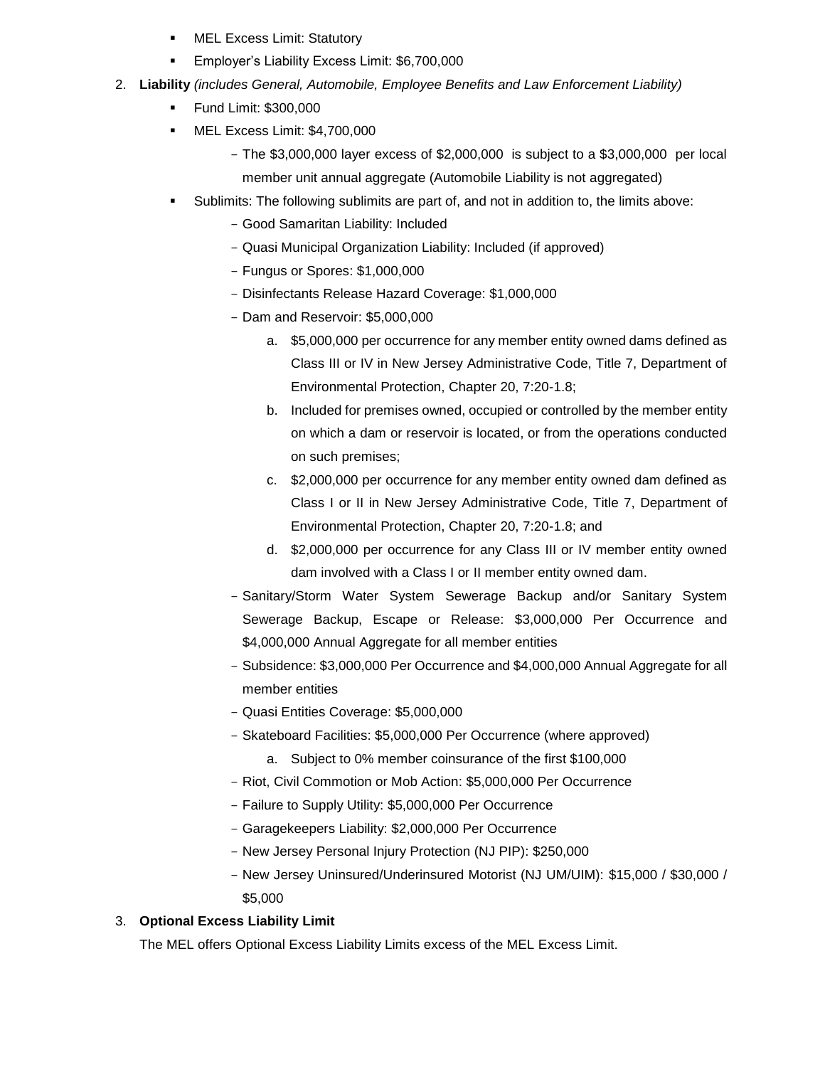- MEL Excess Limit: Statutory
- Employer's Liability Excess Limit: $6,700,000

2. **Liability** *(includes General, Automobile, Employee Benefits and Law Enforcement Liability)*
   - Fund Limit: $300,000
   - MEL Excess Limit: $4,700,000
     - The $3,000,000 layer excess of $2,000,000 is subject to a $3,000,000 per local member unit annual aggregate (Automobile Liability is not aggregated)
   - Sublimits: The following sublimits are part of, and not in addition to, the limits above:
     - Good Samaritan Liability: Included
     - Quasi Municipal Organization Liability: Included (if approved)
     - Fungus or Spores: $1,000,000
     - Disinfectants Release Hazard Coverage: $1,000,000
     - Dam and Reservoir: $5,000,000
       a. $5,000,000 per occurrence for any member entity owned dams defined as Class III or IV in New Jersey Administrative Code, Title 7, Department of Environmental Protection, Chapter 20, 7:20-1.8;
       b. Included for premises owned, occupied or controlled by the member entity on which a dam or reservoir is located, or from the operations conducted on such premises;
       c. $2,000,000 per occurrence for any member entity owned dam defined as Class I or II in New Jersey Administrative Code, Title 7, Department of Environmental Protection, Chapter 20, 7:20-1.8; and
       d. $2,000,000 per occurrence for any Class III or IV member entity owned dam involved with a Class I or II member entity owned dam.
     - Sanitary/Storm Water System Sewerage Backup and/or Sanitary System Sewerage Backup, Escape or Release: $3,000,000 Per Occurrence and $4,000,000 Annual Aggregate for all member entities
     - Subsidence: $3,000,000 Per Occurrence and $4,000,000 Annual Aggregate for all member entities
     - Quasi Entities Coverage: $5,000,000
     - Skateboard Facilities: $5,000,000 Per Occurrence (where approved)
       a. Subject to 0% member coinsurance of the first $100,000
     - Riot, Civil Commotion or Mob Action: $5,000,000 Per Occurrence
     - Failure to Supply Utility: $5,000,000 Per Occurrence
     - Garagekeepers Liability: $2,000,000 Per Occurrence
     - New Jersey Personal Injury Protection (NJ PIP): $250,000
     - New Jersey Uninsured/Underinsured Motorist (NJ UM/UIM): $15,000 / $30,000 / $5,000

3. **Optional Excess Liability Limit**

   The MEL offers Optional Excess Liability Limits excess of the MEL Excess Limit.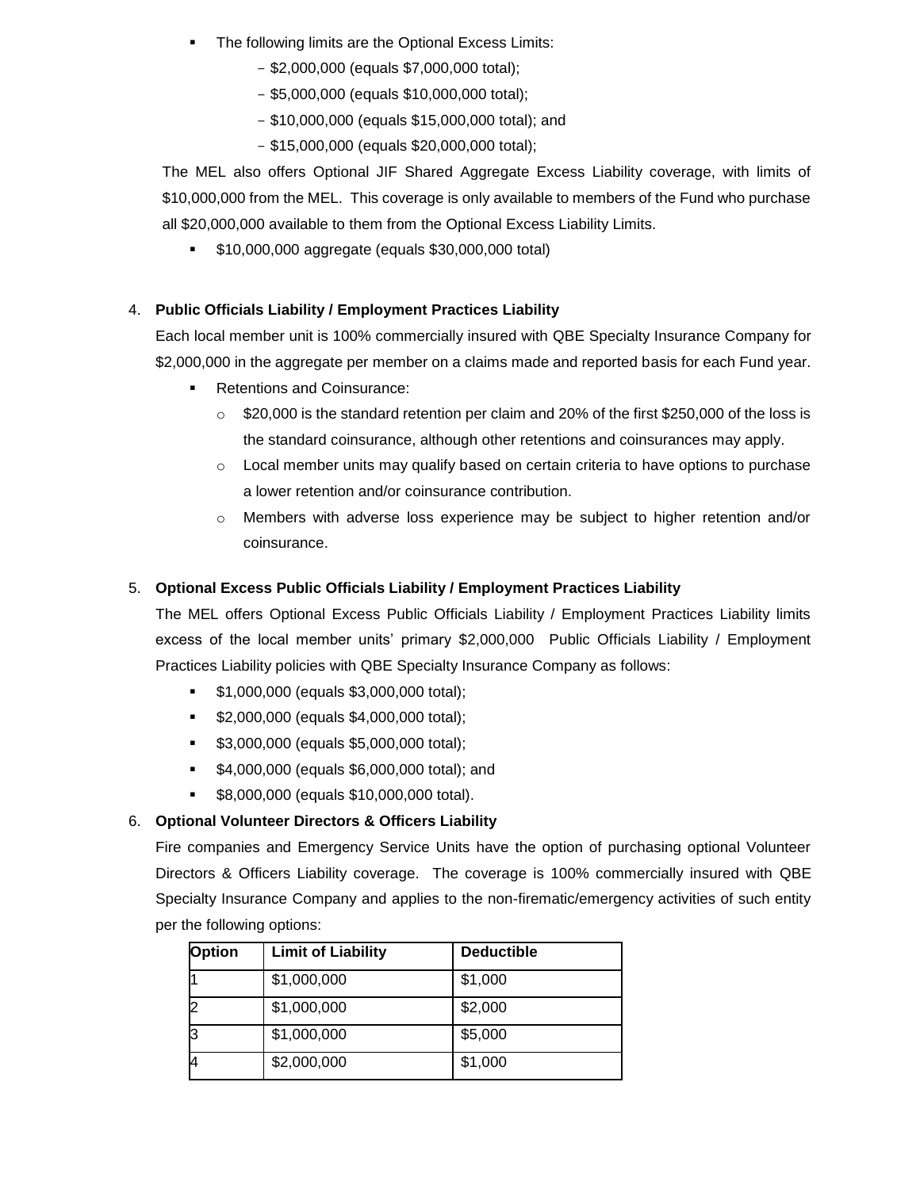- The following limits are the Optional Excess Limits:
  - $2,000,000 (equals $7,000,000 total);
  - $5,000,000 (equals $10,000,000 total);
  - $10,000,000 (equals $15,000,000 total); and
  - $15,000,000 (equals $20,000,000 total);

The MEL also offers Optional JIF Shared Aggregate Excess Liability coverage, with limits of $10,000,000 from the MEL. This coverage is only available to members of the Fund who purchase all $20,000,000 available to them from the Optional Excess Liability Limits.

- $10,000,000 aggregate (equals $30,000,000 total)

4. **Public Officials Liability / Employment Practices Liability**

   Each local member unit is 100% commercially insured with QBE Specialty Insurance Company for $2,000,000 in the aggregate per member on a claims made and reported basis for each Fund year.

   - Retentions and Coinsurance:
     - $20,000 is the standard retention per claim and 20% of the first $250,000 of the loss is the standard coinsurance, although other retentions and coinsurances may apply.
     - Local member units may qualify based on certain criteria to have options to purchase a lower retention and/or coinsurance contribution.
     - Members with adverse loss experience may be subject to higher retention and/or coinsurance.

5. **Optional Excess Public Officials Liability / Employment Practices Liability**

   The MEL offers Optional Excess Public Officials Liability / Employment Practices Liability limits excess of the local member units' primary $2,000,000 Public Officials Liability / Employment Practices Liability policies with QBE Specialty Insurance Company as follows:

   - $1,000,000 (equals $3,000,000 total);
   - $2,000,000 (equals $4,000,000 total);
   - $3,000,000 (equals $5,000,000 total);
   - $4,000,000 (equals $6,000,000 total); and
   - $8,000,000 (equals $10,000,000 total).

6. **Optional Volunteer Directors & Officers Liability**

   Fire companies and Emergency Service Units have the option of purchasing optional Volunteer Directors & Officers Liability coverage. The coverage is 100% commercially insured with QBE Specialty Insurance Company and applies to the non-firematic/emergency activities of such entity per the following options:

| Option | Limit of Liability | Deductible |
|---|---|---|
| 1 | $1,000,000 | $1,000 |
| 2 | $1,000,000 | $2,000 |
| 3 | $1,000,000 | $5,000 |
| 4 | $2,000,000 | $1,000 |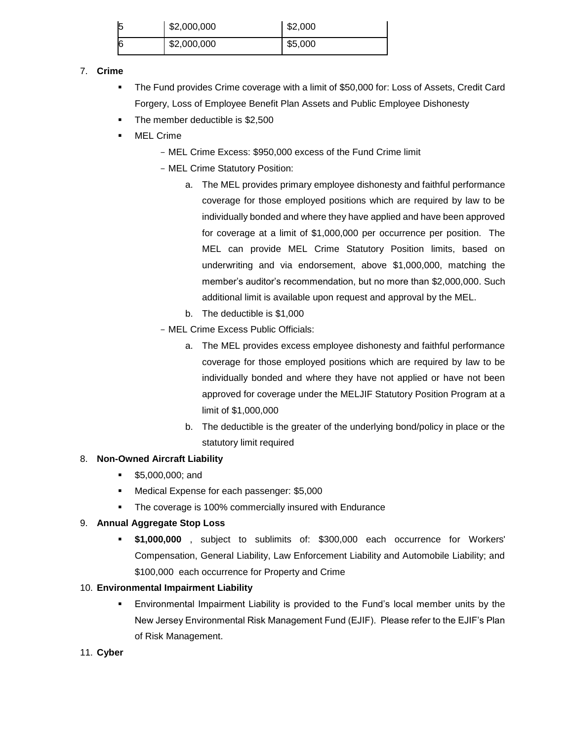| 5 | $2,000,000 | $2,000 |
|---|---|---|
| 6 | $2,000,000 | $5,000 |

7. **Crime**
   - The Fund provides Crime coverage with a limit of $50,000 for: Loss of Assets, Credit Card Forgery, Loss of Employee Benefit Plan Assets and Public Employee Dishonesty
   - The member deductible is $2,500
   - MEL Crime
     - MEL Crime Excess: $950,000 excess of the Fund Crime limit
     - MEL Crime Statutory Position:
       a. The MEL provides primary employee dishonesty and faithful performance coverage for those employed positions which are required by law to be individually bonded and where they have applied and have been approved for coverage at a limit of $1,000,000 per occurrence per position. The MEL can provide MEL Crime Statutory Position limits, based on underwriting and via endorsement, above $1,000,000, matching the member's auditor's recommendation, but no more than $2,000,000. Such additional limit is available upon request and approval by the MEL.
       b. The deductible is $1,000
     - MEL Crime Excess Public Officials:
       a. The MEL provides excess employee dishonesty and faithful performance coverage for those employed positions which are required by law to be individually bonded and where they have not applied or have not been approved for coverage under the MELJIF Statutory Position Program at a limit of $1,000,000
       b. The deductible is the greater of the underlying bond/policy in place or the statutory limit required
8. **Non-Owned Aircraft Liability**
   - $5,000,000; and
   - Medical Expense for each passenger: $5,000
   - The coverage is 100% commercially insured with Endurance
9. **Annual Aggregate Stop Loss**
   - **$1,000,000** , subject to sublimits of: $300,000 each occurrence for Workers' Compensation, General Liability, Law Enforcement Liability and Automobile Liability; and $100,000 each occurrence for Property and Crime
10. **Environmental Impairment Liability**
    - Environmental Impairment Liability is provided to the Fund's local member units by the New Jersey Environmental Risk Management Fund (EJIF). Please refer to the EJIF's Plan of Risk Management.
11. **Cyber**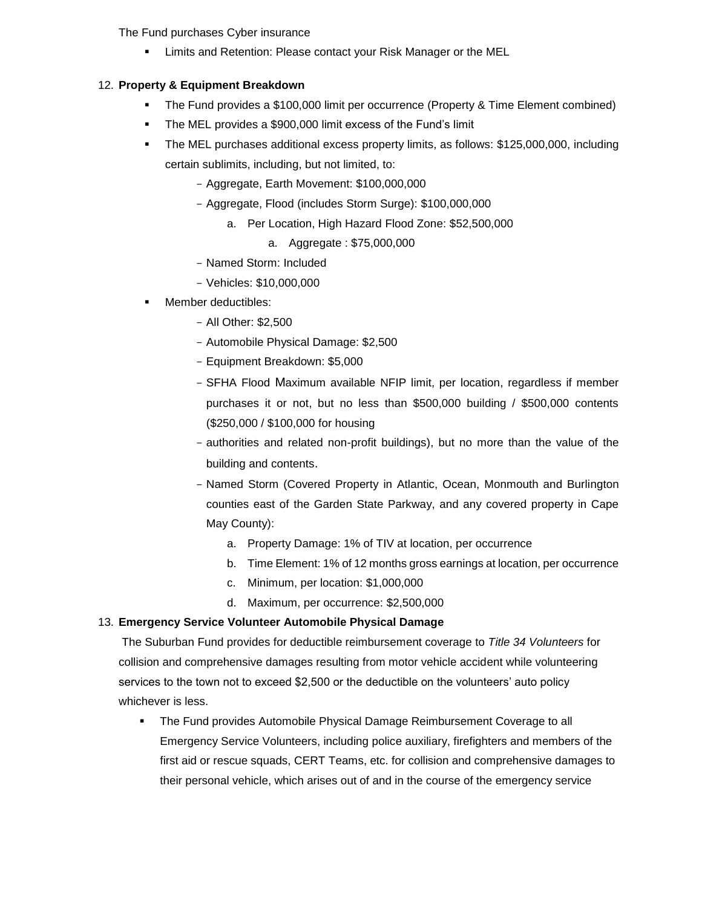The Fund purchases Cyber insurance

- Limits and Retention: Please contact your Risk Manager or the MEL

12. **Property & Equipment Breakdown**
    - The Fund provides a $100,000 limit per occurrence (Property & Time Element combined)
    - The MEL provides a $900,000 limit excess of the Fund's limit
    - The MEL purchases additional excess property limits, as follows: $125,000,000, including certain sublimits, including, but not limited, to:
        - Aggregate, Earth Movement: $100,000,000
        - Aggregate, Flood (includes Storm Surge): $100,000,000
            a. Per Location, High Hazard Flood Zone: $52,500,000
                a. Aggregate : $75,000,000
        - Named Storm: Included
        - Vehicles: $10,000,000
    - Member deductibles:
        - All Other: $2,500
        - Automobile Physical Damage: $2,500
        - Equipment Breakdown: $5,000
        - SFHA Flood Maximum available NFIP limit, per location, regardless if member purchases it or not, but no less than $500,000 building / $500,000 contents ($250,000 / $100,000 for housing
        - authorities and related non-profit buildings), but no more than the value of the building and contents.
        - Named Storm (Covered Property in Atlantic, Ocean, Monmouth and Burlington counties east of the Garden State Parkway, and any covered property in Cape May County):
            a. Property Damage: 1% of TIV at location, per occurrence
            b. Time Element: 1% of 12 months gross earnings at location, per occurrence
            c. Minimum, per location: $1,000,000
            d. Maximum, per occurrence: $2,500,000

13. **Emergency Service Volunteer Automobile Physical Damage**

    The Suburban Fund provides for deductible reimbursement coverage to *Title 34 Volunteers* for collision and comprehensive damages resulting from motor vehicle accident while volunteering services to the town not to exceed $2,500 or the deductible on the volunteers' auto policy whichever is less.

    - The Fund provides Automobile Physical Damage Reimbursement Coverage to all Emergency Service Volunteers, including police auxiliary, firefighters and members of the first aid or rescue squads, CERT Teams, etc. for collision and comprehensive damages to their personal vehicle, which arises out of and in the course of the emergency service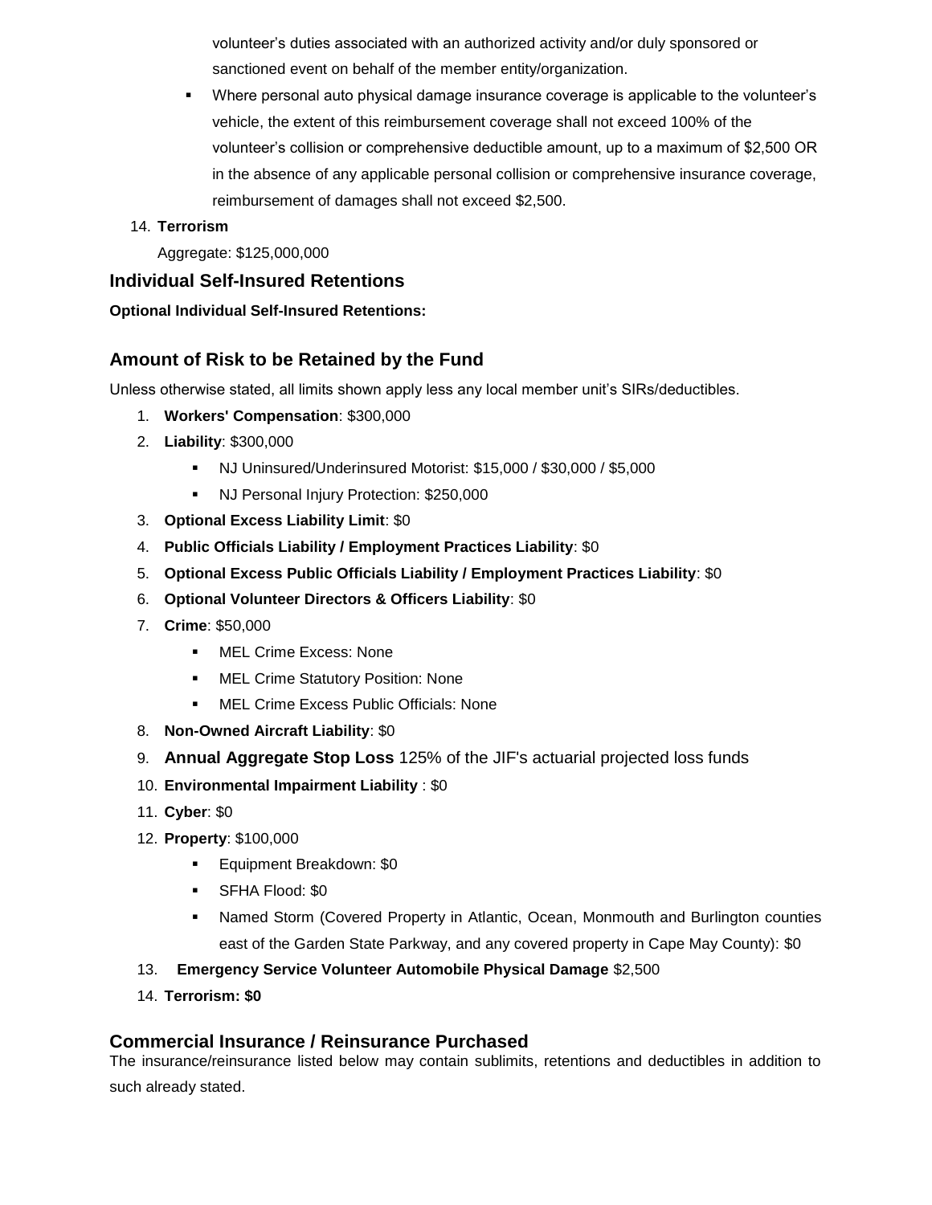volunteer's duties associated with an authorized activity and/or duly sponsored or sanctioned event on behalf of the member entity/organization.

- Where personal auto physical damage insurance coverage is applicable to the volunteer's vehicle, the extent of this reimbursement coverage shall not exceed 100% of the volunteer's collision or comprehensive deductible amount, up to a maximum of $2,500 OR in the absence of any applicable personal collision or comprehensive insurance coverage, reimbursement of damages shall not exceed $2,500.

14. **Terrorism**

    Aggregate: $125,000,000

## Individual Self-Insured Retentions

**Optional Individual Self-Insured Retentions:**

## Amount of Risk to be Retained by the Fund

Unless otherwise stated, all limits shown apply less any local member unit's SIRs/deductibles.

1. **Workers' Compensation**: $300,000
2. **Liability**: $300,000
   - NJ Uninsured/Underinsured Motorist: $15,000 / $30,000 / $5,000
   - NJ Personal Injury Protection: $250,000
3. **Optional Excess Liability Limit**: $0
4. **Public Officials Liability / Employment Practices Liability**: $0
5. **Optional Excess Public Officials Liability / Employment Practices Liability**: $0
6. **Optional Volunteer Directors & Officers Liability**: $0
7. **Crime**: $50,000
   - MEL Crime Excess: None
   - MEL Crime Statutory Position: None
   - MEL Crime Excess Public Officials: None
8. **Non-Owned Aircraft Liability**: $0
9. **Annual Aggregate Stop Loss** 125% of the JIF's actuarial projected loss funds
10. **Environmental Impairment Liability** : $0
11. **Cyber**: $0
12. **Property**: $100,000
    - Equipment Breakdown: $0
    - SFHA Flood: $0
    - Named Storm (Covered Property in Atlantic, Ocean, Monmouth and Burlington counties east of the Garden State Parkway, and any covered property in Cape May County): $0
13. **Emergency Service Volunteer Automobile Physical Damage** $2,500
14. **Terrorism: $0**

## Commercial Insurance / Reinsurance Purchased

The insurance/reinsurance listed below may contain sublimits, retentions and deductibles in addition to such already stated.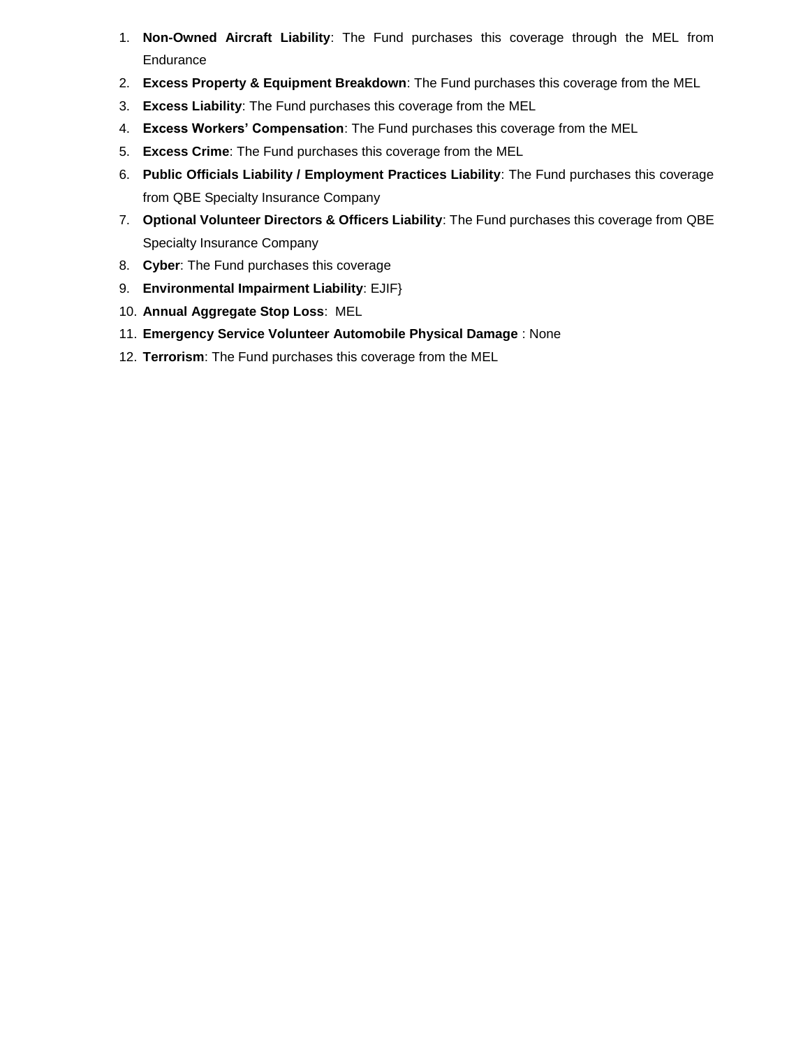1. **Non-Owned Aircraft Liability**: The Fund purchases this coverage through the MEL from Endurance
2. **Excess Property & Equipment Breakdown**: The Fund purchases this coverage from the MEL
3. **Excess Liability**: The Fund purchases this coverage from the MEL
4. **Excess Workers' Compensation**: The Fund purchases this coverage from the MEL
5. **Excess Crime**: The Fund purchases this coverage from the MEL
6. **Public Officials Liability / Employment Practices Liability**: The Fund purchases this coverage from QBE Specialty Insurance Company
7. **Optional Volunteer Directors & Officers Liability**: The Fund purchases this coverage from QBE Specialty Insurance Company
8. **Cyber**: The Fund purchases this coverage
9. **Environmental Impairment Liability**: EJIF}
10. **Annual Aggregate Stop Loss**: MEL
11. **Emergency Service Volunteer Automobile Physical Damage** : None
12. **Terrorism**: The Fund purchases this coverage from the MEL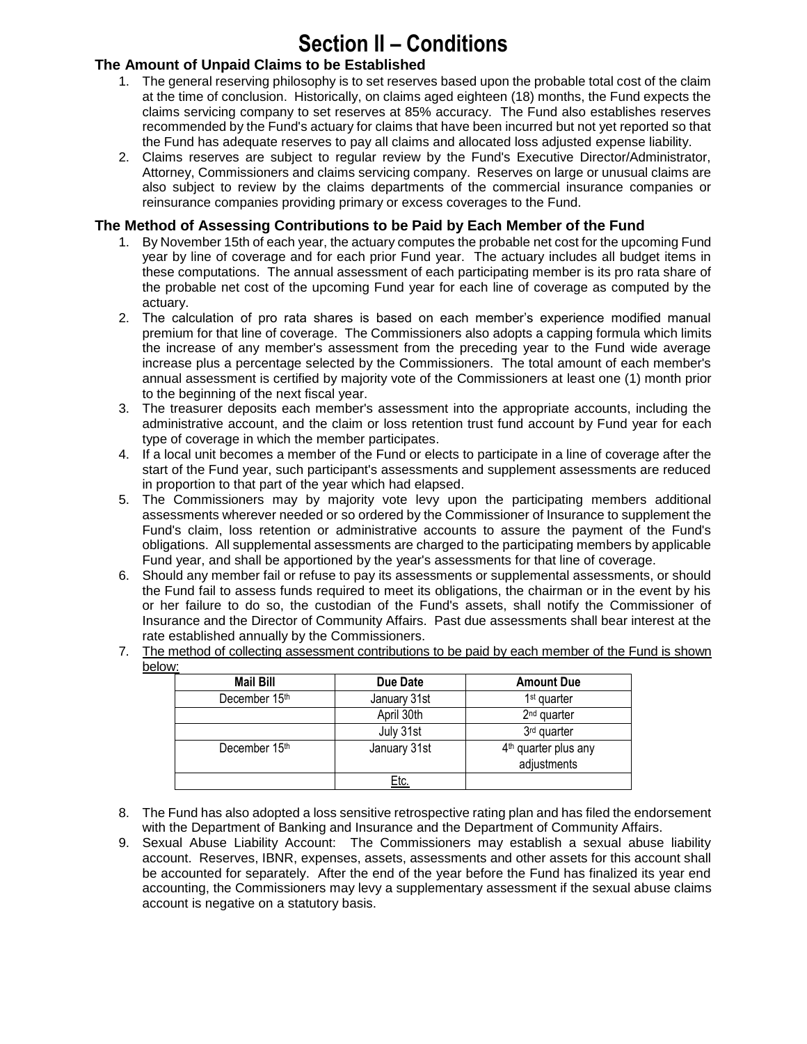# Section II – Conditions

### The Amount of Unpaid Claims to be Established

1. The general reserving philosophy is to set reserves based upon the probable total cost of the claim at the time of conclusion. Historically, on claims aged eighteen (18) months, the Fund expects the claims servicing company to set reserves at 85% accuracy. The Fund also establishes reserves recommended by the Fund's actuary for claims that have been incurred but not yet reported so that the Fund has adequate reserves to pay all claims and allocated loss adjusted expense liability.
2. Claims reserves are subject to regular review by the Fund's Executive Director/Administrator, Attorney, Commissioners and claims servicing company. Reserves on large or unusual claims are also subject to review by the claims departments of the commercial insurance companies or reinsurance companies providing primary or excess coverages to the Fund.

### The Method of Assessing Contributions to be Paid by Each Member of the Fund

1. By November 15th of each year, the actuary computes the probable net cost for the upcoming Fund year by line of coverage and for each prior Fund year. The actuary includes all budget items in these computations. The annual assessment of each participating member is its pro rata share of the probable net cost of the upcoming Fund year for each line of coverage as computed by the actuary.
2. The calculation of pro rata shares is based on each member's experience modified manual premium for that line of coverage. The Commissioners also adopts a capping formula which limits the increase of any member's assessment from the preceding year to the Fund wide average increase plus a percentage selected by the Commissioners. The total amount of each member's annual assessment is certified by majority vote of the Commissioners at least one (1) month prior to the beginning of the next fiscal year.
3. The treasurer deposits each member's assessment into the appropriate accounts, including the administrative account, and the claim or loss retention trust fund account by Fund year for each type of coverage in which the member participates.
4. If a local unit becomes a member of the Fund or elects to participate in a line of coverage after the start of the Fund year, such participant's assessments and supplement assessments are reduced in proportion to that part of the year which had elapsed.
5. The Commissioners may by majority vote levy upon the participating members additional assessments wherever needed or so ordered by the Commissioner of Insurance to supplement the Fund's claim, loss retention or administrative accounts to assure the payment of the Fund's obligations. All supplemental assessments are charged to the participating members by applicable Fund year, and shall be apportioned by the year's assessments for that line of coverage.
6. Should any member fail or refuse to pay its assessments or supplemental assessments, or should the Fund fail to assess funds required to meet its obligations, the chairman or in the event by his or her failure to do so, the custodian of the Fund's assets, shall notify the Commissioner of Insurance and the Director of Community Affairs. Past due assessments shall bear interest at the rate established annually by the Commissioners.
7. The method of collecting assessment contributions to be paid by each member of the Fund is shown below:

| Mail Bill | Due Date | Amount Due |
|---|---|---|
| December 15th | January 31st | 1st quarter |
| | April 30th | 2nd quarter |
| | July 31st | 3rd quarter |
| December 15th | January 31st | 4th quarter plus any adjustments |
| | Etc. | |

8. The Fund has also adopted a loss sensitive retrospective rating plan and has filed the endorsement with the Department of Banking and Insurance and the Department of Community Affairs.
9. Sexual Abuse Liability Account: The Commissioners may establish a sexual abuse liability account. Reserves, IBNR, expenses, assets, assessments and other assets for this account shall be accounted for separately. After the end of the year before the Fund has finalized its year end accounting, the Commissioners may levy a supplementary assessment if the sexual abuse claims account is negative on a statutory basis.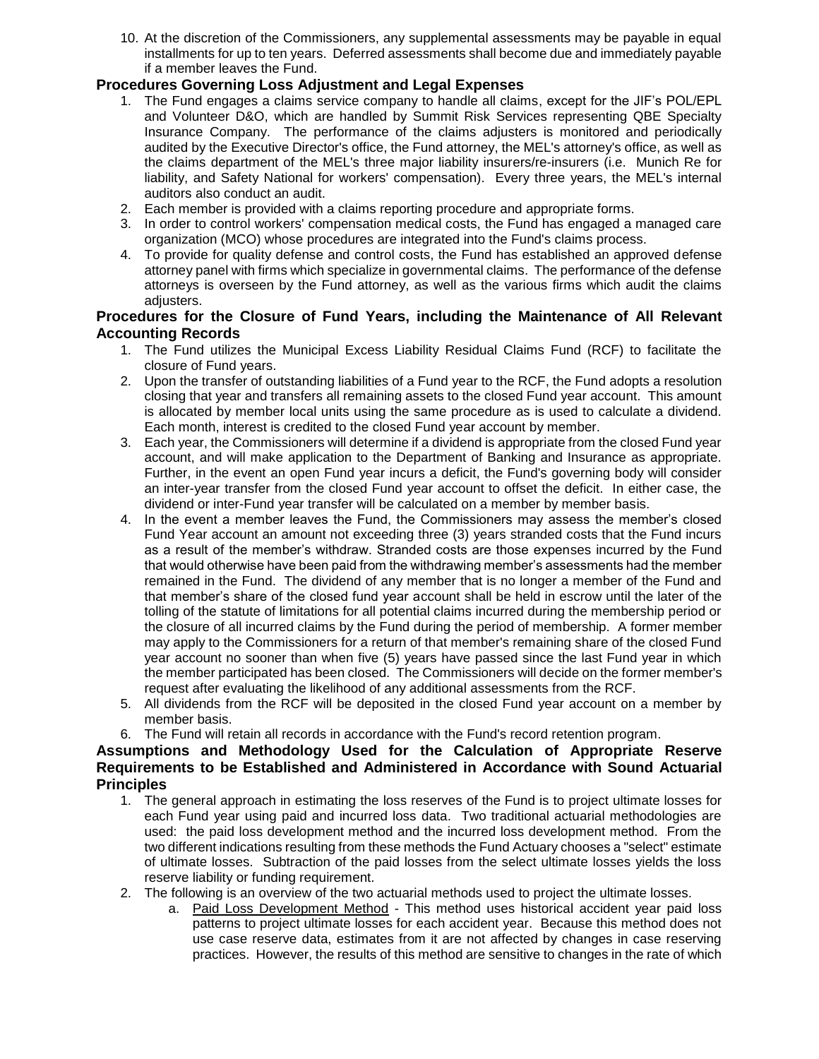10. At the discretion of the Commissioners, any supplemental assessments may be payable in equal installments for up to ten years. Deferred assessments shall become due and immediately payable if a member leaves the Fund.

**Procedures Governing Loss Adjustment and Legal Expenses**

1. The Fund engages a claims service company to handle all claims, except for the JIF's POL/EPL and Volunteer D&O, which are handled by Summit Risk Services representing QBE Specialty Insurance Company. The performance of the claims adjusters is monitored and periodically audited by the Executive Director's office, the Fund attorney, the MEL's attorney's office, as well as the claims department of the MEL's three major liability insurers/re-insurers (i.e. Munich Re for liability, and Safety National for workers' compensation). Every three years, the MEL's internal auditors also conduct an audit.
2. Each member is provided with a claims reporting procedure and appropriate forms.
3. In order to control workers' compensation medical costs, the Fund has engaged a managed care organization (MCO) whose procedures are integrated into the Fund's claims process.
4. To provide for quality defense and control costs, the Fund has established an approved defense attorney panel with firms which specialize in governmental claims. The performance of the defense attorneys is overseen by the Fund attorney, as well as the various firms which audit the claims adjusters.

**Procedures for the Closure of Fund Years, including the Maintenance of All Relevant Accounting Records**

1. The Fund utilizes the Municipal Excess Liability Residual Claims Fund (RCF) to facilitate the closure of Fund years.
2. Upon the transfer of outstanding liabilities of a Fund year to the RCF, the Fund adopts a resolution closing that year and transfers all remaining assets to the closed Fund year account. This amount is allocated by member local units using the same procedure as is used to calculate a dividend. Each month, interest is credited to the closed Fund year account by member.
3. Each year, the Commissioners will determine if a dividend is appropriate from the closed Fund year account, and will make application to the Department of Banking and Insurance as appropriate. Further, in the event an open Fund year incurs a deficit, the Fund's governing body will consider an inter-year transfer from the closed Fund year account to offset the deficit. In either case, the dividend or inter-Fund year transfer will be calculated on a member by member basis.
4. In the event a member leaves the Fund, the Commissioners may assess the member's closed Fund Year account an amount not exceeding three (3) years stranded costs that the Fund incurs as a result of the member's withdraw. Stranded costs are those expenses incurred by the Fund that would otherwise have been paid from the withdrawing member's assessments had the member remained in the Fund. The dividend of any member that is no longer a member of the Fund and that member's share of the closed fund year account shall be held in escrow until the later of the tolling of the statute of limitations for all potential claims incurred during the membership period or the closure of all incurred claims by the Fund during the period of membership. A former member may apply to the Commissioners for a return of that member's remaining share of the closed Fund year account no sooner than when five (5) years have passed since the last Fund year in which the member participated has been closed. The Commissioners will decide on the former member's request after evaluating the likelihood of any additional assessments from the RCF.
5. All dividends from the RCF will be deposited in the closed Fund year account on a member by member basis.
6. The Fund will retain all records in accordance with the Fund's record retention program.

**Assumptions and Methodology Used for the Calculation of Appropriate Reserve Requirements to be Established and Administered in Accordance with Sound Actuarial Principles**

1. The general approach in estimating the loss reserves of the Fund is to project ultimate losses for each Fund year using paid and incurred loss data. Two traditional actuarial methodologies are used: the paid loss development method and the incurred loss development method. From the two different indications resulting from these methods the Fund Actuary chooses a "select" estimate of ultimate losses. Subtraction of the paid losses from the select ultimate losses yields the loss reserve liability or funding requirement.
2. The following is an overview of the two actuarial methods used to project the ultimate losses.
    a. Paid Loss Development Method - This method uses historical accident year paid loss patterns to project ultimate losses for each accident year. Because this method does not use case reserve data, estimates from it are not affected by changes in case reserving practices. However, the results of this method are sensitive to changes in the rate of which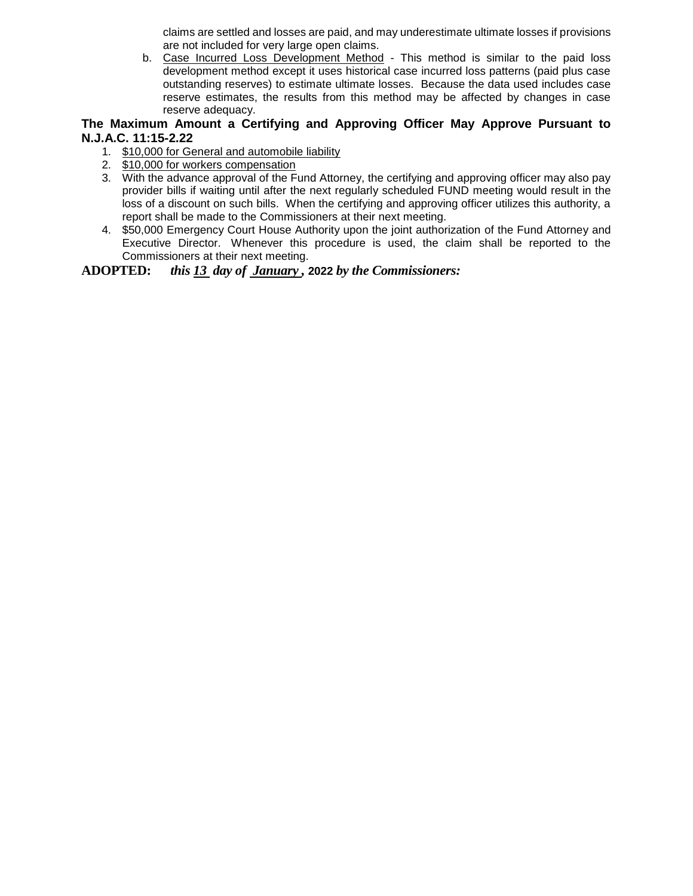claims are settled and losses are paid, and may underestimate ultimate losses if provisions are not included for very large open claims.

b. Case Incurred Loss Development Method - This method is similar to the paid loss development method except it uses historical case incurred loss patterns (paid plus case outstanding reserves) to estimate ultimate losses. Because the data used includes case reserve estimates, the results from this method may be affected by changes in case reserve adequacy.

**The Maximum Amount a Certifying and Approving Officer May Approve Pursuant to N.J.A.C. 11:15-2.22**

1. $10,000 for General and automobile liability
2. $10,000 for workers compensation
3. With the advance approval of the Fund Attorney, the certifying and approving officer may also pay provider bills if waiting until after the next regularly scheduled FUND meeting would result in the loss of a discount on such bills. When the certifying and approving officer utilizes this authority, a report shall be made to the Commissioners at their next meeting.
4. $50,000 Emergency Court House Authority upon the joint authorization of the Fund Attorney and Executive Director. Whenever this procedure is used, the claim shall be reported to the Commissioners at their next meeting.

**ADOPTED:** ***this 13 day of January, 2022 by the Commissioners:***